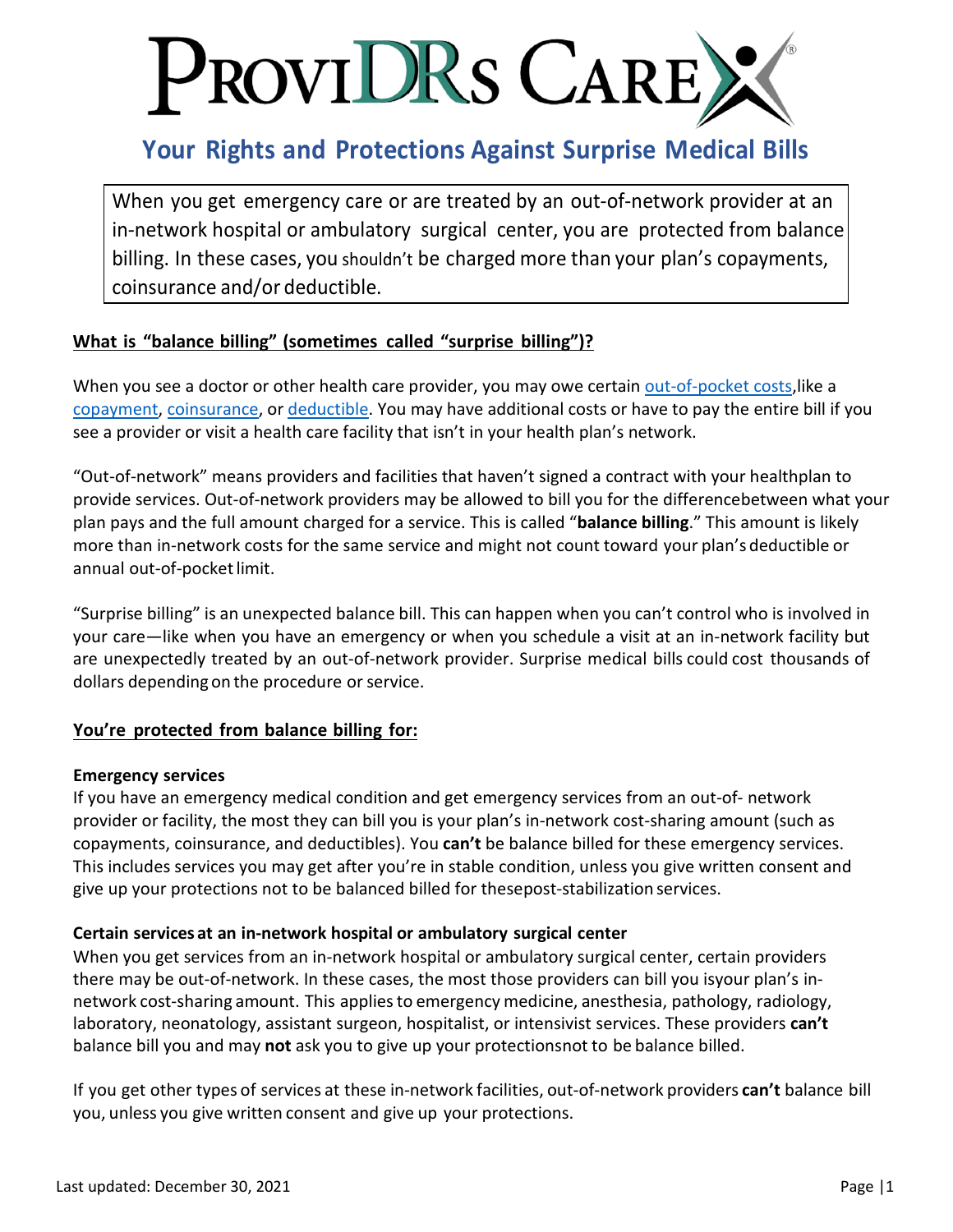# PROVIDRS CARE

## Your Rights and Protections Against Surprise Medical Bills

When you get emergency care or are treated by an out-of-network provider at an in-network hospital or ambulatory surgical center, you are protected from balance billing. In these cases, you shouldn't be charged more than your plan's copayments, coinsurance and/or deductible.

**What is "balance billing" (sometimes called "surprise billing")?**

When you see a doctor or other health care provider, you may owe certain out-of-pocket costs, like a copayment, coinsurance, or deductible. You may have additional costs or have to pay the entire bill if you see a provider or visit a health care facility that isn't in your health plan's network.

"Out-of-network" means providers and facilities that haven't signed a contract with your healthplan to provide services. Out-of-network providers may be allowed to bill you for the differencebetween what your plan pays and the full amount charged for a service. This is called "**balance billing**." This amount is likely more than in-network costs for the same service and might not count toward your plan's deductible or annual out-of-pocket limit.

"Surprise billing" is an unexpected balance bill. This can happen when you can't control who is involved in your care—like when you have an emergency or when you schedule a visit at an in-network facility but are unexpectedly treated by an out-of-network provider. Surprise medical bills could cost thousands of dollars depending on the procedure or service.

**You're protected from balance billing for:**

**Emergency services**

If you have an emergency medical condition and get emergency services from an out-of- network provider or facility, the most they can bill you is your plan's in-network cost-sharing amount (such as copayments, coinsurance, and deductibles). You **can't** be balance billed for these emergency services. This includes services you may get after you're in stable condition, unless you give written consent and give up your protections not to be balanced billed for thesepost-stabilization services.

**Certain services at an in-network hospital or ambulatory surgical center**

When you get services from an in-network hospital or ambulatory surgical center, certain providers there may be out-of-network. In these cases, the most those providers can bill you isyour plan's in-network cost-sharing amount. This applies to emergency medicine, anesthesia, pathology, radiology, laboratory, neonatology, assistant surgeon, hospitalist, or intensivist services. These providers **can't** balance bill you and may **not** ask you to give up your protectionsnot to be balance billed.

If you get other types of services at these in-network facilities, out-of-network providers **can't** balance bill you, unless you give written consent and give up your protections.

Last updated: December 30, 2021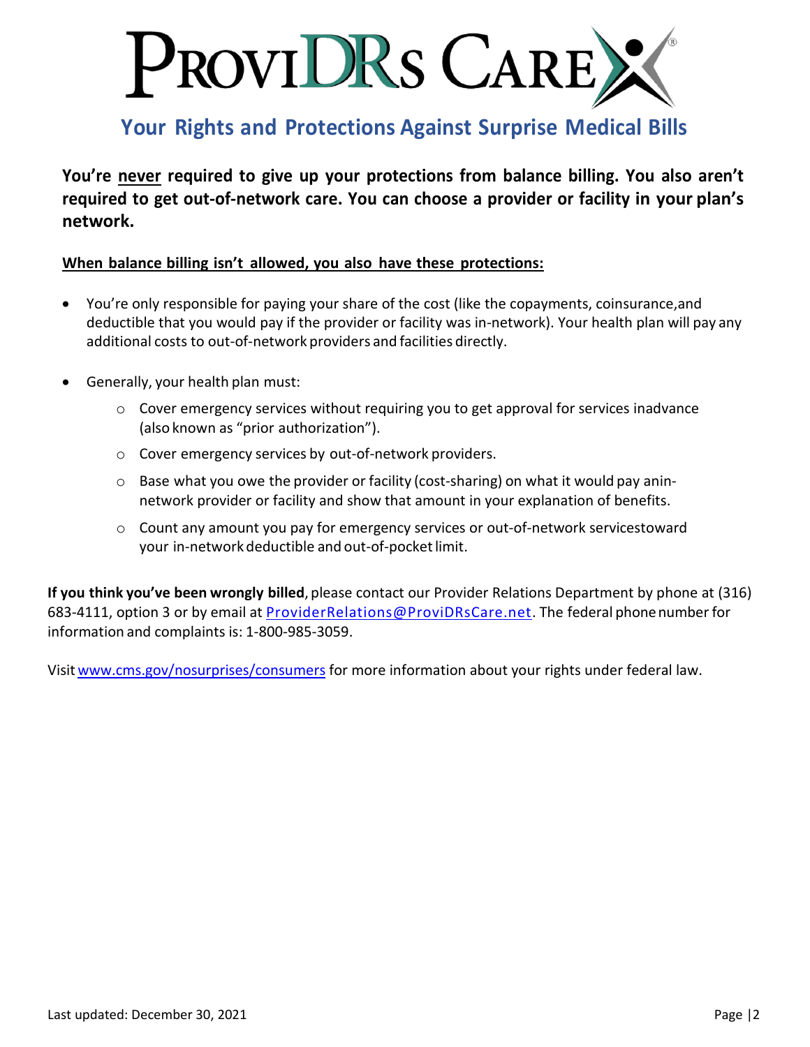# ProviDRs Care

## Your Rights and Protections Against Surprise Medical Bills

**You're <u>never</u> required to give up your protections from balance billing. You also aren't required to get out-of-network care. You can choose a provider or facility in your plan's network.**

**<u>When balance billing isn't allowed, you also have these protections:</u>**

- You're only responsible for paying your share of the cost (like the copayments, coinsurance,and deductible that you would pay if the provider or facility was in-network). Your health plan will pay any additional costs to out-of-network providers and facilities directly.
- Generally, your health plan must:
  - Cover emergency services without requiring you to get approval for services inadvance (also known as "prior authorization").
  - Cover emergency services by out-of-network providers.
  - Base what you owe the provider or facility (cost-sharing) on what it would pay anin-network provider or facility and show that amount in your explanation of benefits.
  - Count any amount you pay for emergency services or out-of-network servicestoward your in-network deductible and out-of-pocket limit.

**If you think you've been wrongly billed**, please contact our Provider Relations Department by phone at (316) 683-4111, option 3 or by email at ProviderRelations@ProviDRsCare.net. The federal phone number for information and complaints is: 1-800-985-3059.

Visit www.cms.gov/nosurprises/consumers for more information about your rights under federal law.

Last updated: December 30, 2021